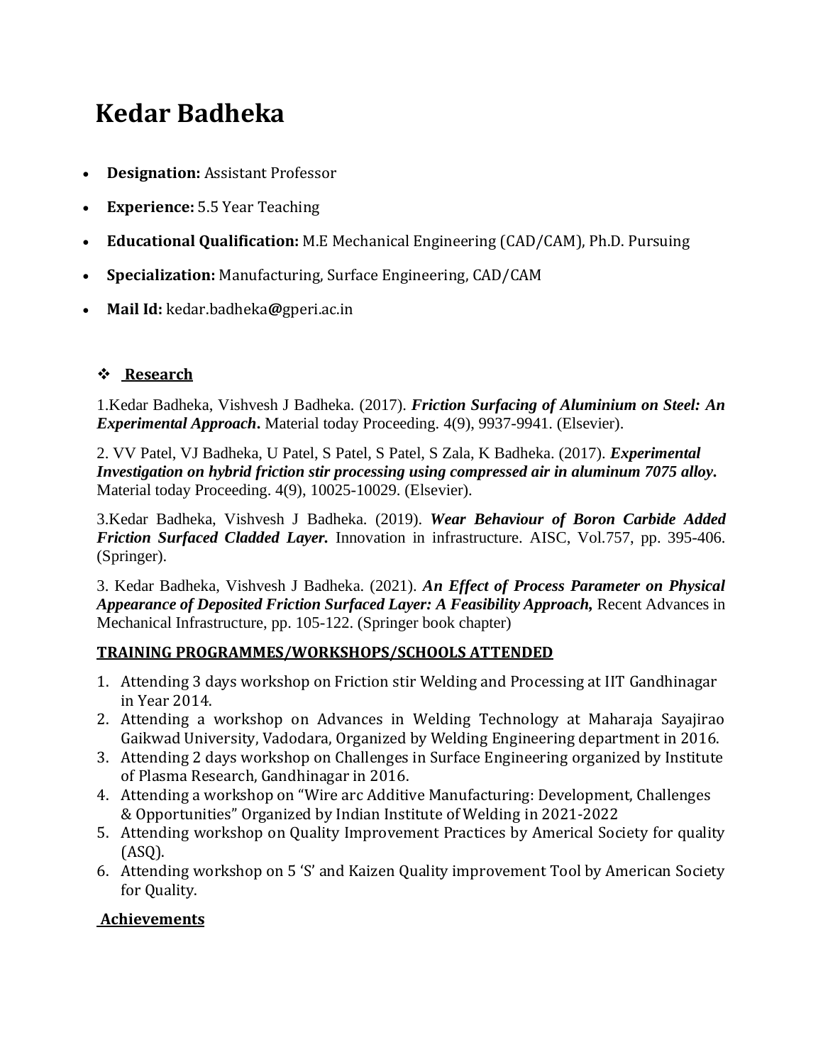# Kedar Badheka

- **Designation:** Assistant Professor
- **Experience:** 5.5 Year Teaching
- **Educational Qualification:** M.E Mechanical Engineering (CAD/CAM), Ph.D. Pursuing
- **Specialization:** Manufacturing, Surface Engineering, CAD/CAM
- **Mail Id:** kedar.badheka@gperi.ac.in

## ❖ Research

1.Kedar Badheka, Vishvesh J Badheka. (2017). ***Friction Surfacing of Aluminium on Steel: An Experimental Approach***. Material today Proceeding. 4(9), 9937-9941. (Elsevier).

2. VV Patel, VJ Badheka, U Patel, S Patel, S Patel, S Zala, K Badheka. (2017). ***Experimental Investigation on hybrid friction stir processing using compressed air in aluminum 7075 alloy***. Material today Proceeding. 4(9), 10025-10029. (Elsevier).

3.Kedar Badheka, Vishvesh J Badheka. (2019). ***Wear Behaviour of Boron Carbide Added Friction Surfaced Cladded Layer.*** Innovation in infrastructure. AISC, Vol.757, pp. 395-406. (Springer).

3. Kedar Badheka, Vishvesh J Badheka. (2021). ***An Effect of Process Parameter on Physical Appearance of Deposited Friction Surfaced Layer: A Feasibility Approach,*** Recent Advances in Mechanical Infrastructure, pp. 105-122. (Springer book chapter)

## TRAINING PROGRAMMES/WORKSHOPS/SCHOOLS ATTENDED

1. Attending 3 days workshop on Friction stir Welding and Processing at IIT Gandhinagar in Year 2014.
2. Attending a workshop on Advances in Welding Technology at Maharaja Sayajirao Gaikwad University, Vadodara, Organized by Welding Engineering department in 2016.
3. Attending 2 days workshop on Challenges in Surface Engineering organized by Institute of Plasma Research, Gandhinagar in 2016.
4. Attending a workshop on "Wire arc Additive Manufacturing: Development, Challenges & Opportunities" Organized by Indian Institute of Welding in 2021-2022
5. Attending workshop on Quality Improvement Practices by Americal Society for quality (ASQ).
6. Attending workshop on 5 'S' and Kaizen Quality improvement Tool by American Society for Quality.

## Achievements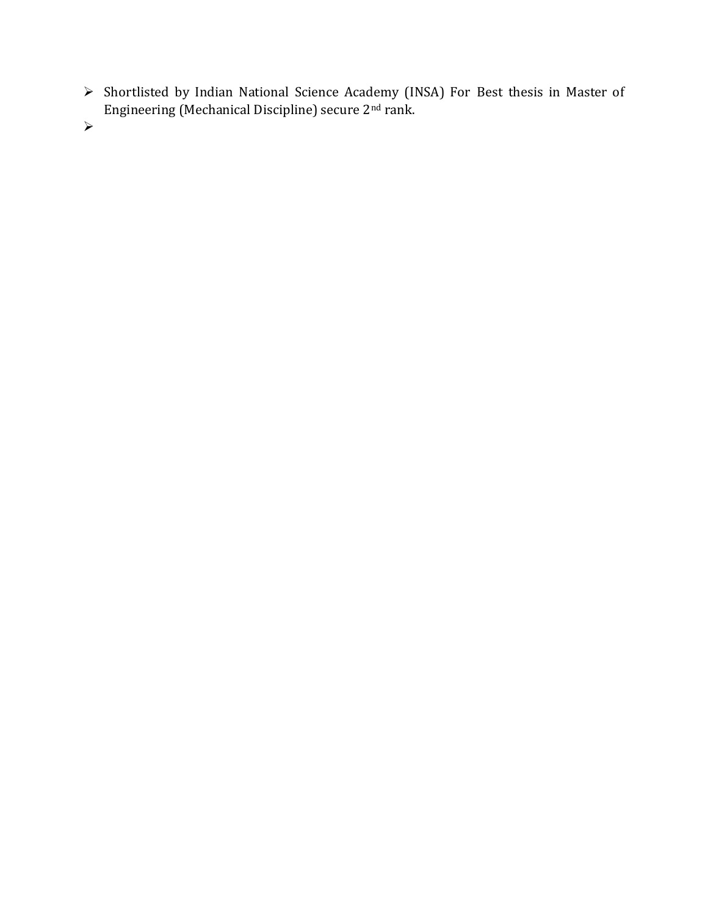- Shortlisted by Indian National Science Academy (INSA) For Best thesis in Master of Engineering (Mechanical Discipline) secure 2nd rank.
-